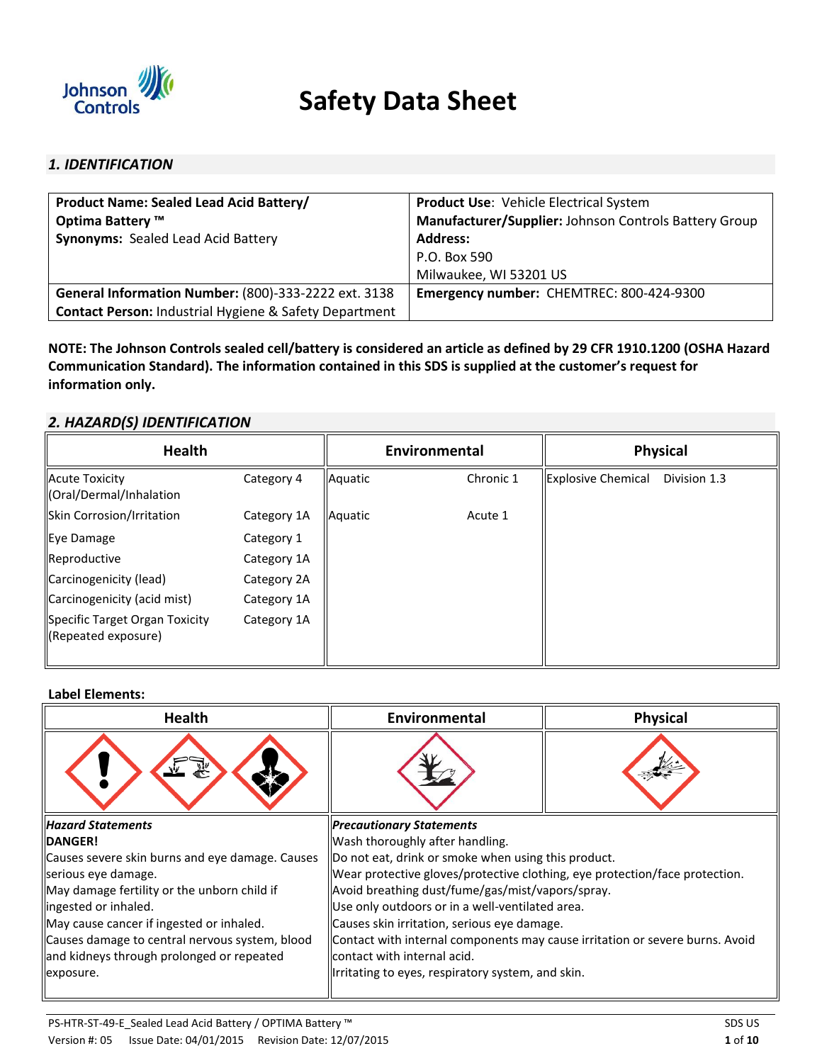# Safety Data Sheet

## *1. IDENTIFICATION*

| **Product Name: Sealed Lead Acid Battery/ Optima Battery ™**<br>**Synonyms:** Sealed Lead Acid Battery | **Product Use**: Vehicle Electrical System<br>**Manufacturer/Supplier:** Johnson Controls Battery Group<br>**Address:**<br>P.O. Box 590<br>Milwaukee, WI 53201 US |
|---|---|
| **General Information Number:** (800)-333-2222 ext. 3138<br>**Contact Person:** Industrial Hygiene & Safety Department | **Emergency number:** CHEMTREC: 800-424-9300 |

**NOTE: The Johnson Controls sealed cell/battery is considered an article as defined by 29 CFR 1910.1200 (OSHA Hazard Communication Standard). The information contained in this SDS is supplied at the customer's request for information only.**

## *2. HAZARD(S) IDENTIFICATION*

| Health | | Environmental | | Physical | |
|---|---|---|---|---|---|
| Acute Toxicity (Oral/Dermal/Inhalation | Category 4 | Aquatic | Chronic 1 | Explosive Chemical | Division 1.3 |
| Skin Corrosion/Irritation | Category 1A | Aquatic | Acute 1 | | |
| Eye Damage | Category 1 | | | | |
| Reproductive | Category 1A | | | | |
| Carcinogenicity (lead) | Category 2A | | | | |
| Carcinogenicity (acid mist) | Category 1A | | | | |
| Specific Target Organ Toxicity (Repeated exposure) | Category 1A | | | | |

**Label Elements:**

| Health | Environmental | Physical |
|---|---|---|

| *Hazard Statements* | *Precautionary Statements* |
|---|---|
| **DANGER!**<br>Causes severe skin burns and eye damage. Causes serious eye damage.<br>May damage fertility or the unborn child if ingested or inhaled.<br>May cause cancer if ingested or inhaled.<br>Causes damage to central nervous system, blood and kidneys through prolonged or repeated exposure. | Wash thoroughly after handling.<br>Do not eat, drink or smoke when using this product.<br>Wear protective gloves/protective clothing, eye protection/face protection.<br>Avoid breathing dust/fume/gas/mist/vapors/spray.<br>Use only outdoors or in a well-ventilated area.<br>Causes skin irritation, serious eye damage.<br>Contact with internal components may cause irritation or severe burns. Avoid contact with internal acid.<br>Irritating to eyes, respiratory system, and skin. |

PS-HTR-ST-49-E_Sealed Lead Acid Battery / OPTIMA Battery ™ SDS US
Version #: 05 Issue Date: 04/01/2015 Revision Date: 12/07/2015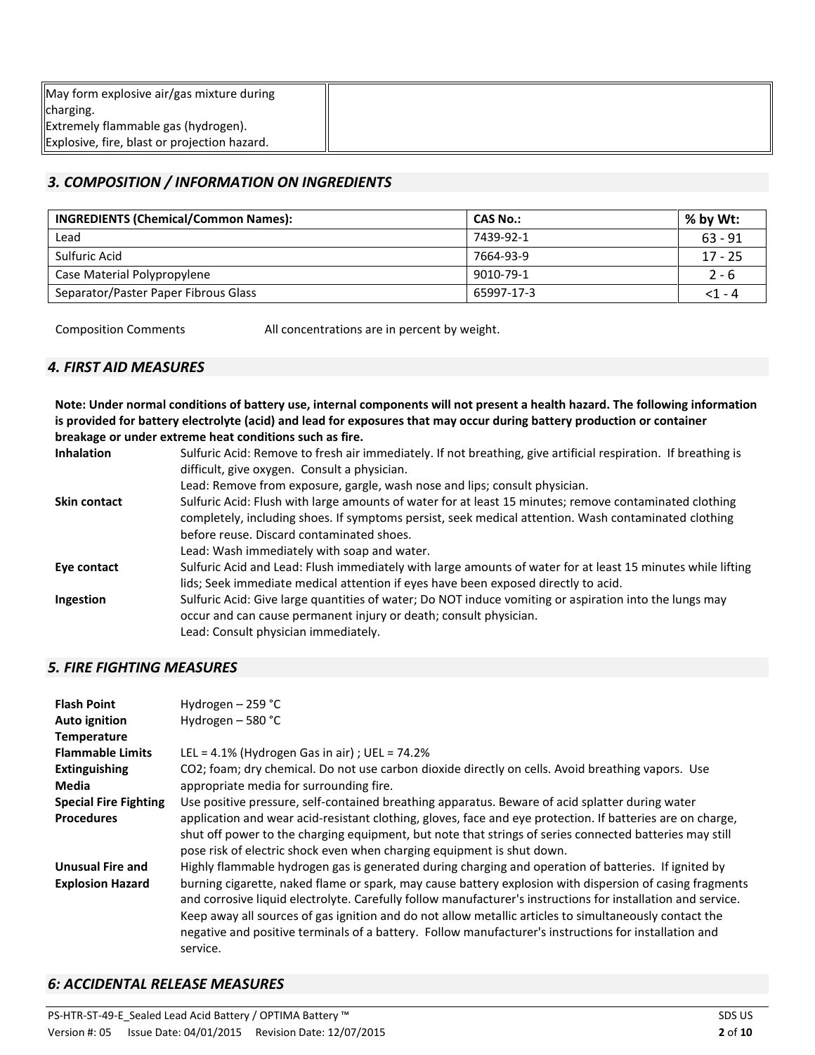| May form explosive air/gas mixture during charging. Extremely flammable gas (hydrogen). Explosive, fire, blast or projection hazard. | |
|---|---|

## *3. COMPOSITION / INFORMATION ON INGREDIENTS*

| INGREDIENTS (Chemical/Common Names): | CAS No.: | % by Wt: |
|---|---|---|
| Lead | 7439-92-1 | 63 - 91 |
| Sulfuric Acid | 7664-93-9 | 17 - 25 |
| Case Material Polypropylene | 9010-79-1 | 2 - 6 |
| Separator/Paster Paper Fibrous Glass | 65997-17-3 | <1 - 4 |

Composition Comments All concentrations are in percent by weight.

## *4. FIRST AID MEASURES*

**Note: Under normal conditions of battery use, internal components will not present a health hazard. The following information is provided for battery electrolyte (acid) and lead for exposures that may occur during battery production or container breakage or under extreme heat conditions such as fire.**

**Inhalation** Sulfuric Acid: Remove to fresh air immediately. If not breathing, give artificial respiration. If breathing is difficult, give oxygen. Consult a physician.
Lead: Remove from exposure, gargle, wash nose and lips; consult physician.

**Skin contact** Sulfuric Acid: Flush with large amounts of water for at least 15 minutes; remove contaminated clothing completely, including shoes. If symptoms persist, seek medical attention. Wash contaminated clothing before reuse. Discard contaminated shoes.
Lead: Wash immediately with soap and water.

**Eye contact** Sulfuric Acid and Lead: Flush immediately with large amounts of water for at least 15 minutes while lifting lids; Seek immediate medical attention if eyes have been exposed directly to acid.

**Ingestion** Sulfuric Acid: Give large quantities of water; Do NOT induce vomiting or aspiration into the lungs may occur and can cause permanent injury or death; consult physician.
Lead: Consult physician immediately.

## *5. FIRE FIGHTING MEASURES*

**Flash Point** Hydrogen – 259 °C

**Auto ignition Temperature** Hydrogen – 580 °C

**Flammable Limits** LEL = 4.1% (Hydrogen Gas in air) ; UEL = 74.2%

**Extinguishing Media** $CO_2$; foam; dry chemical. Do not use carbon dioxide directly on cells. Avoid breathing vapors. Use appropriate media for surrounding fire.

**Special Fire Fighting Procedures** Use positive pressure, self-contained breathing apparatus. Beware of acid splatter during water application and wear acid-resistant clothing, gloves, face and eye protection. If batteries are on charge, shut off power to the charging equipment, but note that strings of series connected batteries may still pose risk of electric shock even when charging equipment is shut down.

**Unusual Fire and Explosion Hazard** Highly flammable hydrogen gas is generated during charging and operation of batteries. If ignited by burning cigarette, naked flame or spark, may cause battery explosion with dispersion of casing fragments and corrosive liquid electrolyte. Carefully follow manufacturer's instructions for installation and service. Keep away all sources of gas ignition and do not allow metallic articles to simultaneously contact the negative and positive terminals of a battery. Follow manufacturer's instructions for installation and service.

## *6: ACCIDENTAL RELEASE MEASURES*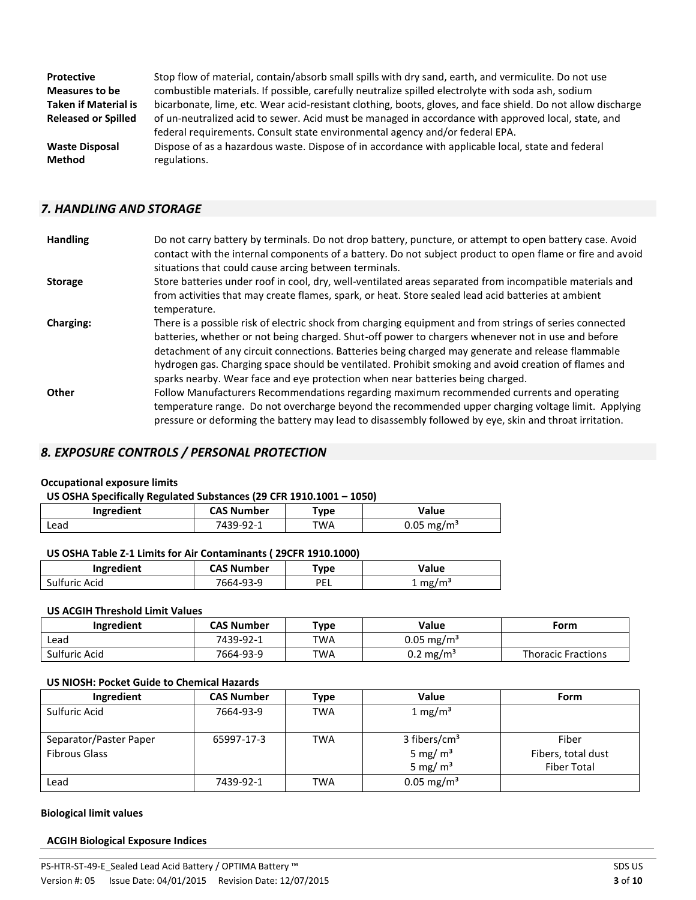**Protective Measures to be Taken if Material is Released or Spilled**

Stop flow of material, contain/absorb small spills with dry sand, earth, and vermiculite. Do not use combustible materials. If possible, carefully neutralize spilled electrolyte with soda ash, sodium bicarbonate, lime, etc. Wear acid-resistant clothing, boots, gloves, and face shield. Do not allow discharge of un-neutralized acid to sewer. Acid must be managed in accordance with approved local, state, and federal requirements. Consult state environmental agency and/or federal EPA.

**Waste Disposal Method**

Dispose of as a hazardous waste. Dispose of in accordance with applicable local, state and federal regulations.

## *7. HANDLING AND STORAGE*

**Handling**

Do not carry battery by terminals. Do not drop battery, puncture, or attempt to open battery case. Avoid contact with the internal components of a battery. Do not subject product to open flame or fire and avoid situations that could cause arcing between terminals.

**Storage**

Store batteries under roof in cool, dry, well-ventilated areas separated from incompatible materials and from activities that may create flames, spark, or heat. Store sealed lead acid batteries at ambient temperature.

**Charging:**

There is a possible risk of electric shock from charging equipment and from strings of series connected batteries, whether or not being charged. Shut-off power to chargers whenever not in use and before detachment of any circuit connections. Batteries being charged may generate and release flammable hydrogen gas. Charging space should be ventilated. Prohibit smoking and avoid creation of flames and sparks nearby. Wear face and eye protection when near batteries being charged.

**Other**

Follow Manufacturers Recommendations regarding maximum recommended currents and operating temperature range. Do not overcharge beyond the recommended upper charging voltage limit. Applying pressure or deforming the battery may lead to disassembly followed by eye, skin and throat irritation.

## *8. EXPOSURE CONTROLS / PERSONAL PROTECTION*

**Occupational exposure limits**

**US OSHA Specifically Regulated Substances (29 CFR 1910.1001 – 1050)**

| Ingredient | CAS Number | Type | Value |
|---|---|---|---|
| Lead | 7439-92-1 | TWA | 0.05 mg/m³ |

**US OSHA Table Z-1 Limits for Air Contaminants ( 29CFR 1910.1000)**

| Ingredient | CAS Number | Type | Value |
|---|---|---|---|
| Sulfuric Acid | 7664-93-9 | PEL | 1 mg/m³ |

**US ACGIH Threshold Limit Values**

| Ingredient | CAS Number | Type | Value | Form |
|---|---|---|---|---|
| Lead | 7439-92-1 | TWA | 0.05 mg/m³ | |
| Sulfuric Acid | 7664-93-9 | TWA | 0.2 mg/m³ | Thoracic Fractions |

**US NIOSH: Pocket Guide to Chemical Hazards**

| Ingredient | CAS Number | Type | Value | Form |
|---|---|---|---|---|
| Sulfuric Acid | 7664-93-9 | TWA | 1 mg/m³ | |
| Separator/Paster Paper<br>Fibrous Glass | 65997-17-3 | TWA | 3 fibers/cm³<br>5 mg/ m³<br>5 mg/ m³ | Fiber<br>Fibers, total dust<br>Fiber Total |
| Lead | 7439-92-1 | TWA | 0.05 mg/m³ | |

**Biological limit values**

**ACGIH Biological Exposure Indices**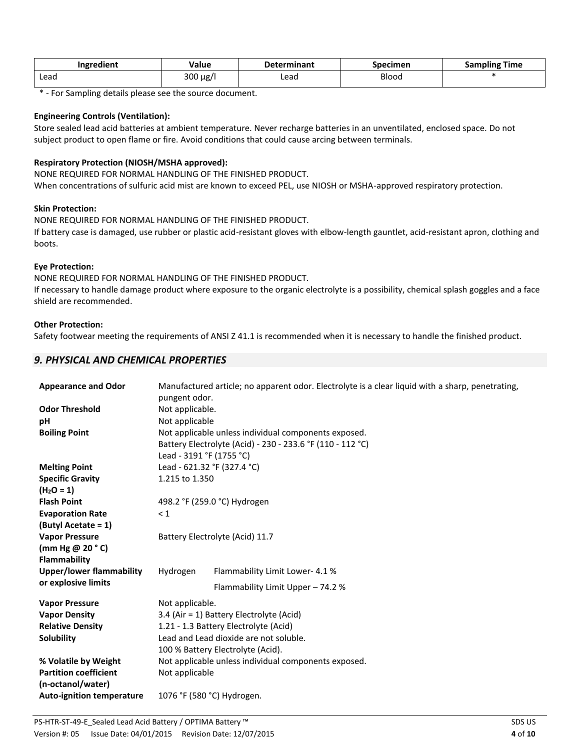| Ingredient | Value | Determinant | Specimen | Sampling Time |
| --- | --- | --- | --- | --- |
| Lead | 300 µg/l | Lead | Blood | * |

* - For Sampling details please see the source document.

**Engineering Controls (Ventilation):**

Store sealed lead acid batteries at ambient temperature. Never recharge batteries in an unventilated, enclosed space. Do not subject product to open flame or fire. Avoid conditions that could cause arcing between terminals.

**Respiratory Protection (NIOSH/MSHA approved):**

NONE REQUIRED FOR NORMAL HANDLING OF THE FINISHED PRODUCT.
When concentrations of sulfuric acid mist are known to exceed PEL, use NIOSH or MSHA-approved respiratory protection.

**Skin Protection:**

NONE REQUIRED FOR NORMAL HANDLING OF THE FINISHED PRODUCT.
If battery case is damaged, use rubber or plastic acid-resistant gloves with elbow-length gauntlet, acid-resistant apron, clothing and boots.

**Eye Protection:**

NONE REQUIRED FOR NORMAL HANDLING OF THE FINISHED PRODUCT.
If necessary to handle damage product where exposure to the organic electrolyte is a possibility, chemical splash goggles and a face shield are recommended.

**Other Protection:**

Safety footwear meeting the requirements of ANSI Z 41.1 is recommended when it is necessary to handle the finished product.

## *9. PHYSICAL AND CHEMICAL PROPERTIES*

| | | |
| --- | --- | --- |
| **Appearance and Odor** | Manufactured article; no apparent odor. Electrolyte is a clear liquid with a sharp, penetrating, pungent odor. | |
| **Odor Threshold** | Not applicable. | |
| **pH** | Not applicable | |
| **Boiling Point** | Not applicable unless individual components exposed.<br>Battery Electrolyte (Acid) - 230 - 233.6 °F (110 - 112 °C)<br>Lead - 3191 °F (1755 °C) | |
| **Melting Point** | Lead - 621.32 °F (327.4 °C) | |
| **Specific Gravity ($H_2O$ = 1)** | 1.215 to 1.350 | |
| **Flash Point** | 498.2 °F (259.0 °C) Hydrogen | |
| **Evaporation Rate (Butyl Acetate = 1)** | < 1 | |
| **Vapor Pressure (mm Hg @ 20 ° C)** | Battery Electrolyte (Acid) 11.7 | |
| **Flammability** | | |
| **Upper/lower flammability or explosive limits** | Hydrogen | Flammability Limit Lower- 4.1 %<br>Flammability Limit Upper – 74.2 % |
| **Vapor Pressure** | Not applicable. | |
| **Vapor Density** | 3.4 (Air = 1) Battery Electrolyte (Acid) | |
| **Relative Density** | 1.21 - 1.3 Battery Electrolyte (Acid) | |
| **Solubility** | Lead and Lead dioxide are not soluble.<br>100 % Battery Electrolyte (Acid). | |
| **% Volatile by Weight** | Not applicable unless individual components exposed. | |
| **Partition coefficient (n-octanol/water)** | Not applicable | |
| **Auto-ignition temperature** | 1076 °F (580 °C) Hydrogen. | |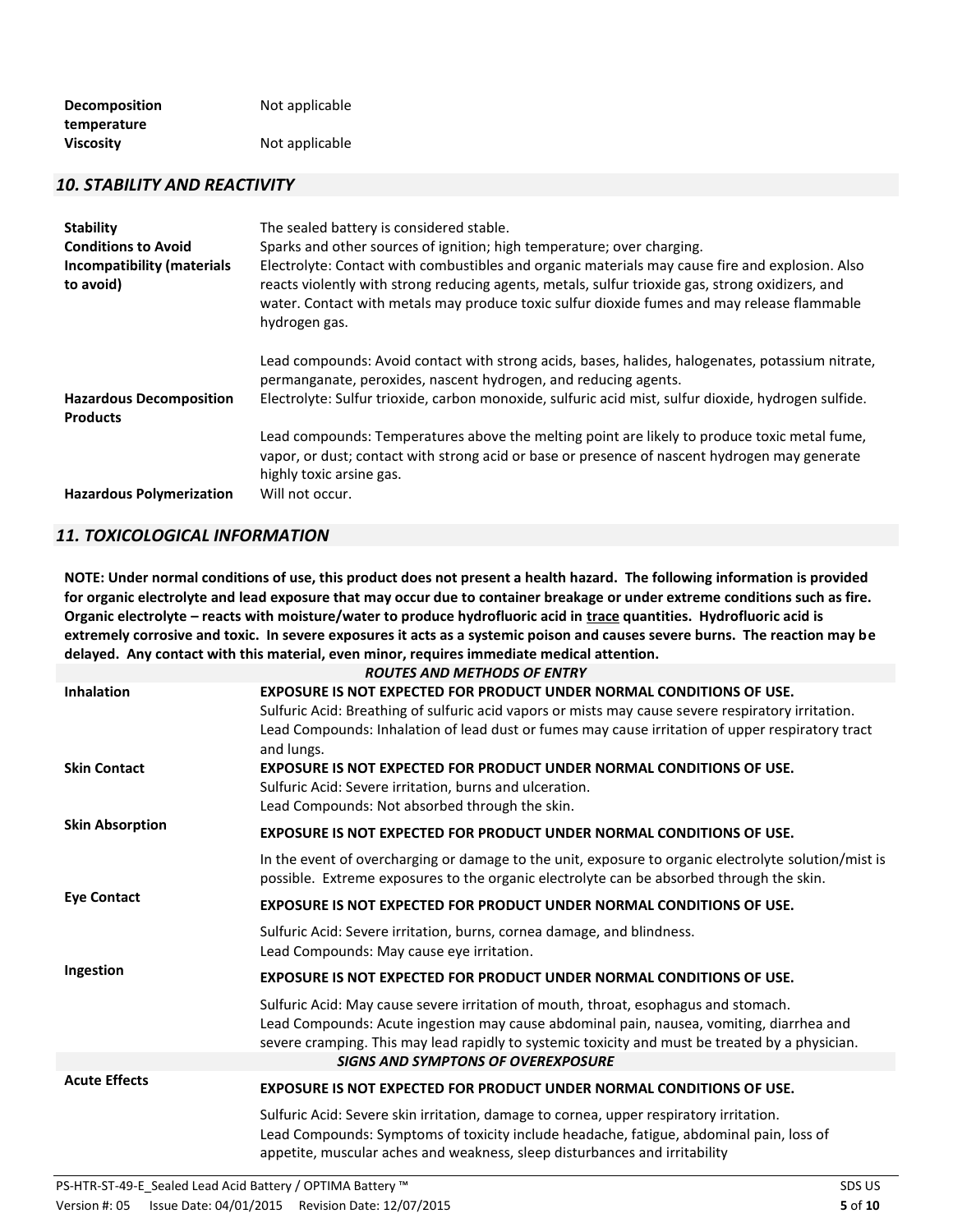| | |
|---|---|
| **Decomposition temperature** | Not applicable |
| **Viscosity** | Not applicable |

## *10. STABILITY AND REACTIVITY*

| | |
|---|---|
| **Stability** | The sealed battery is considered stable. |
| **Conditions to Avoid** | Sparks and other sources of ignition; high temperature; over charging. |
| **Incompatibility (materials to avoid)** | Electrolyte: Contact with combustibles and organic materials may cause fire and explosion. Also reacts violently with strong reducing agents, metals, sulfur trioxide gas, strong oxidizers, and water. Contact with metals may produce toxic sulfur dioxide fumes and may release flammable hydrogen gas.<br><br>Lead compounds: Avoid contact with strong acids, bases, halides, halogenates, potassium nitrate, permanganate, peroxides, nascent hydrogen, and reducing agents. |
| **Hazardous Decomposition Products** | Electrolyte: Sulfur trioxide, carbon monoxide, sulfuric acid mist, sulfur dioxide, hydrogen sulfide.<br><br>Lead compounds: Temperatures above the melting point are likely to produce toxic metal fume, vapor, or dust; contact with strong acid or base or presence of nascent hydrogen may generate highly toxic arsine gas. |
| **Hazardous Polymerization** | Will not occur. |

## *11. TOXICOLOGICAL INFORMATION*

**NOTE: Under normal conditions of use, this product does not present a health hazard. The following information is provided for organic electrolyte and lead exposure that may occur due to container breakage or under extreme conditions such as fire. Organic electrolyte – reacts with moisture/water to produce hydrofluoric acid in trace quantities. Hydrofluoric acid is extremely corrosive and toxic. In severe exposures it acts as a systemic poison and causes severe burns. The reaction may be delayed. Any contact with this material, even minor, requires immediate medical attention.**

| | |
|---|---|
| | ***ROUTES AND METHODS OF ENTRY*** |
| **Inhalation** | **EXPOSURE IS NOT EXPECTED FOR PRODUCT UNDER NORMAL CONDITIONS OF USE.**<br>Sulfuric Acid: Breathing of sulfuric acid vapors or mists may cause severe respiratory irritation.<br>Lead Compounds: Inhalation of lead dust or fumes may cause irritation of upper respiratory tract and lungs. |
| **Skin Contact** | **EXPOSURE IS NOT EXPECTED FOR PRODUCT UNDER NORMAL CONDITIONS OF USE.**<br>Sulfuric Acid: Severe irritation, burns and ulceration.<br>Lead Compounds: Not absorbed through the skin. |
| **Skin Absorption** | **EXPOSURE IS NOT EXPECTED FOR PRODUCT UNDER NORMAL CONDITIONS OF USE.**<br><br>In the event of overcharging or damage to the unit, exposure to organic electrolyte solution/mist is possible. Extreme exposures to the organic electrolyte can be absorbed through the skin. |
| **Eye Contact** | **EXPOSURE IS NOT EXPECTED FOR PRODUCT UNDER NORMAL CONDITIONS OF USE.**<br><br>Sulfuric Acid: Severe irritation, burns, cornea damage, and blindness.<br>Lead Compounds: May cause eye irritation. |
| **Ingestion** | **EXPOSURE IS NOT EXPECTED FOR PRODUCT UNDER NORMAL CONDITIONS OF USE.**<br><br>Sulfuric Acid: May cause severe irritation of mouth, throat, esophagus and stomach.<br>Lead Compounds: Acute ingestion may cause abdominal pain, nausea, vomiting, diarrhea and severe cramping. This may lead rapidly to systemic toxicity and must be treated by a physician. |
| | ***SIGNS AND SYMPTONS OF OVEREXPOSURE*** |
| **Acute Effects** | **EXPOSURE IS NOT EXPECTED FOR PRODUCT UNDER NORMAL CONDITIONS OF USE.**<br><br>Sulfuric Acid: Severe skin irritation, damage to cornea, upper respiratory irritation.<br>Lead Compounds: Symptoms of toxicity include headache, fatigue, abdominal pain, loss of appetite, muscular aches and weakness, sleep disturbances and irritability |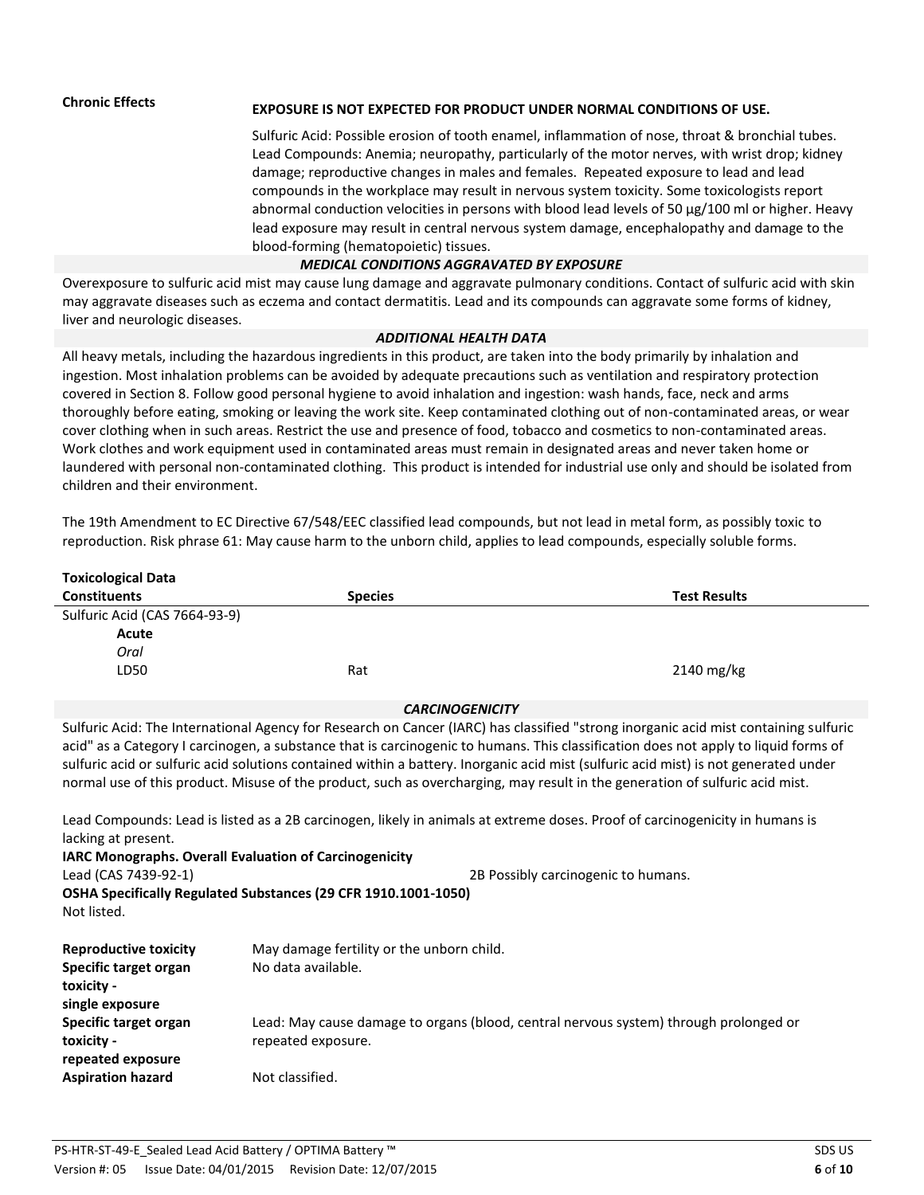**Chronic Effects**

**EXPOSURE IS NOT EXPECTED FOR PRODUCT UNDER NORMAL CONDITIONS OF USE.**

Sulfuric Acid: Possible erosion of tooth enamel, inflammation of nose, throat & bronchial tubes. Lead Compounds: Anemia; neuropathy, particularly of the motor nerves, with wrist drop; kidney damage; reproductive changes in males and females. Repeated exposure to lead and lead compounds in the workplace may result in nervous system toxicity. Some toxicologists report abnormal conduction velocities in persons with blood lead levels of 50 μg/100 ml or higher. Heavy lead exposure may result in central nervous system damage, encephalopathy and damage to the blood-forming (hematopoietic) tissues.

***MEDICAL CONDITIONS AGGRAVATED BY EXPOSURE***

Overexposure to sulfuric acid mist may cause lung damage and aggravate pulmonary conditions. Contact of sulfuric acid with skin may aggravate diseases such as eczema and contact dermatitis. Lead and its compounds can aggravate some forms of kidney, liver and neurologic diseases.

***ADDITIONAL HEALTH DATA***

All heavy metals, including the hazardous ingredients in this product, are taken into the body primarily by inhalation and ingestion. Most inhalation problems can be avoided by adequate precautions such as ventilation and respiratory protection covered in Section 8. Follow good personal hygiene to avoid inhalation and ingestion: wash hands, face, neck and arms thoroughly before eating, smoking or leaving the work site. Keep contaminated clothing out of non-contaminated areas, or wear cover clothing when in such areas. Restrict the use and presence of food, tobacco and cosmetics to non-contaminated areas. Work clothes and work equipment used in contaminated areas must remain in designated areas and never taken home or laundered with personal non-contaminated clothing. This product is intended for industrial use only and should be isolated from children and their environment.

The 19th Amendment to EC Directive 67/548/EEC classified lead compounds, but not lead in metal form, as possibly toxic to reproduction. Risk phrase 61: May cause harm to the unborn child, applies to lead compounds, especially soluble forms.

**Toxicological Data**

| Constituents | Species | Test Results |
|---|---|---|
| Sulfuric Acid (CAS 7664-93-9) | | |
| **Acute** | | |
| *Oral* | | |
| LD50 | Rat | 2140 mg/kg |

***CARCINOGENICITY***

Sulfuric Acid: The International Agency for Research on Cancer (IARC) has classified "strong inorganic acid mist containing sulfuric acid" as a Category I carcinogen, a substance that is carcinogenic to humans. This classification does not apply to liquid forms of sulfuric acid or sulfuric acid solutions contained within a battery. Inorganic acid mist (sulfuric acid mist) is not generated under normal use of this product. Misuse of the product, such as overcharging, may result in the generation of sulfuric acid mist.

Lead Compounds: Lead is listed as a 2B carcinogen, likely in animals at extreme doses. Proof of carcinogenicity in humans is lacking at present.

**IARC Monographs. Overall Evaluation of Carcinogenicity**

Lead (CAS 7439-92-1) — 2B Possibly carcinogenic to humans.

**OSHA Specifically Regulated Substances (29 CFR 1910.1001-1050)**

Not listed.

**Reproductive toxicity** — May damage fertility or the unborn child.

**Specific target organ toxicity - single exposure** — No data available.

**Specific target organ toxicity - repeated exposure** — Lead: May cause damage to organs (blood, central nervous system) through prolonged or repeated exposure.

**Aspiration hazard** — Not classified.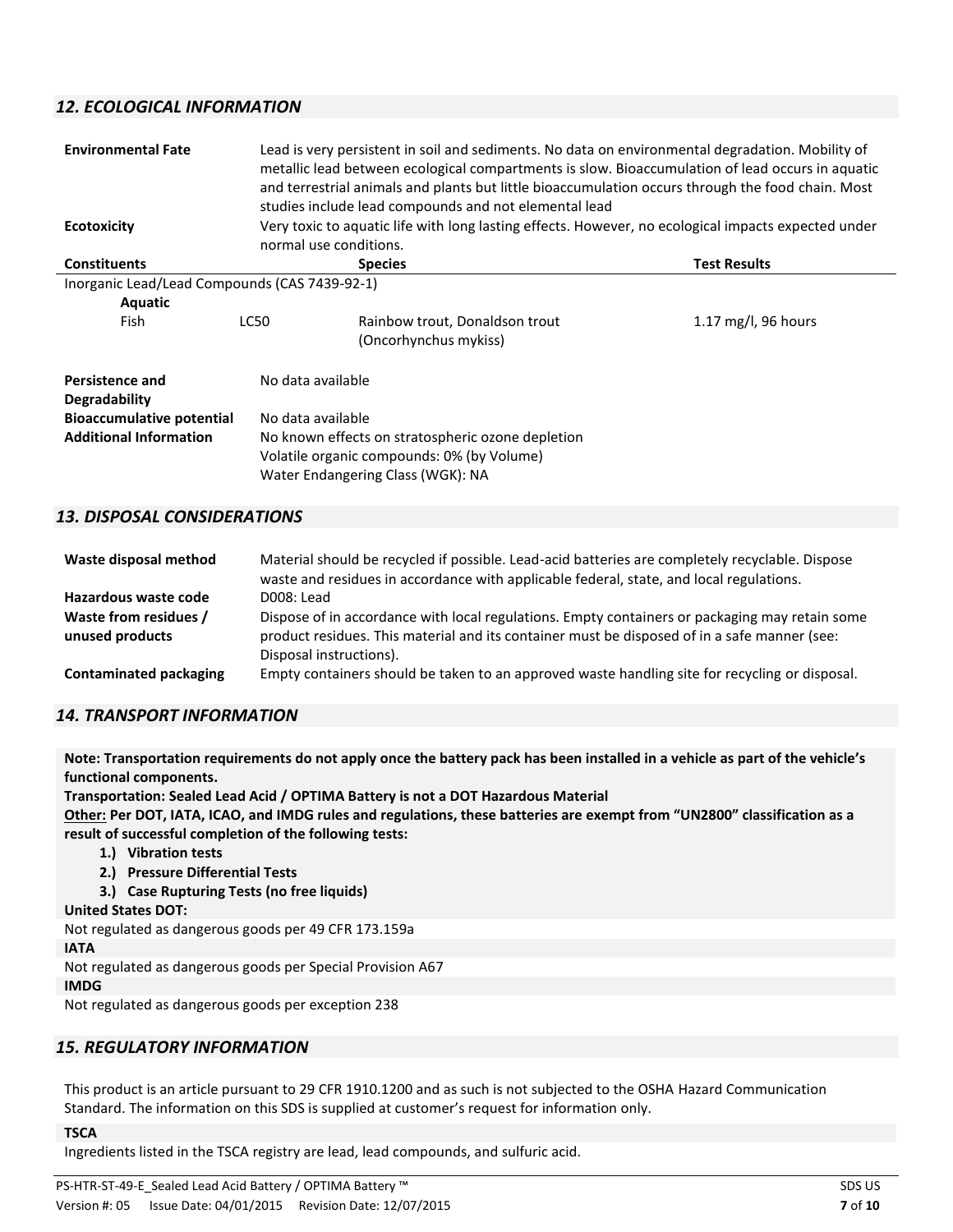## *12. ECOLOGICAL INFORMATION*

**Environmental Fate**

Lead is very persistent in soil and sediments. No data on environmental degradation. Mobility of metallic lead between ecological compartments is slow. Bioaccumulation of lead occurs in aquatic and terrestrial animals and plants but little bioaccumulation occurs through the food chain. Most studies include lead compounds and not elemental lead

**Ecotoxicity**

Very toxic to aquatic life with long lasting effects. However, no ecological impacts expected under normal use conditions.

| **Constituents** | | **Species** | **Test Results** |
|---|---|---|---|
| Inorganic Lead/Lead Compounds (CAS 7439-92-1) | | | |
| **Aquatic** | | | |
| Fish | LC50 | Rainbow trout, Donaldson trout (Oncorhynchus mykiss) | 1.17 mg/l, 96 hours |

**Persistence and Degradability**

No data available

**Bioaccumulative potential**

No data available

**Additional Information**

No known effects on stratospheric ozone depletion
Volatile organic compounds: 0% (by Volume)
Water Endangering Class (WGK): NA

## *13. DISPOSAL CONSIDERATIONS*

**Waste disposal method**

Material should be recycled if possible. Lead-acid batteries are completely recyclable. Dispose waste and residues in accordance with applicable federal, state, and local regulations.

**Hazardous waste code**

D008: Lead

**Waste from residues / unused products**

Dispose of in accordance with local regulations. Empty containers or packaging may retain some product residues. This material and its container must be disposed of in a safe manner (see: Disposal instructions).

**Contaminated packaging**

Empty containers should be taken to an approved waste handling site for recycling or disposal.

## *14. TRANSPORT INFORMATION*

**Note: Transportation requirements do not apply once the battery pack has been installed in a vehicle as part of the vehicle's functional components.**

**Transportation: Sealed Lead Acid / OPTIMA Battery is not a DOT Hazardous Material**

**<u>Other:</u> Per DOT, IATA, ICAO, and IMDG rules and regulations, these batteries are exempt from "UN2800" classification as a result of successful completion of the following tests:**

1. **Vibration tests**
2. **Pressure Differential Tests**
3. **Case Rupturing Tests (no free liquids)**

**United States DOT:**

Not regulated as dangerous goods per 49 CFR 173.159a

**IATA**

Not regulated as dangerous goods per Special Provision A67

**IMDG**

Not regulated as dangerous goods per exception 238

## *15. REGULATORY INFORMATION*

This product is an article pursuant to 29 CFR 1910.1200 and as such is not subjected to the OSHA Hazard Communication Standard. The information on this SDS is supplied at customer's request for information only.

**TSCA**

Ingredients listed in the TSCA registry are lead, lead compounds, and sulfuric acid.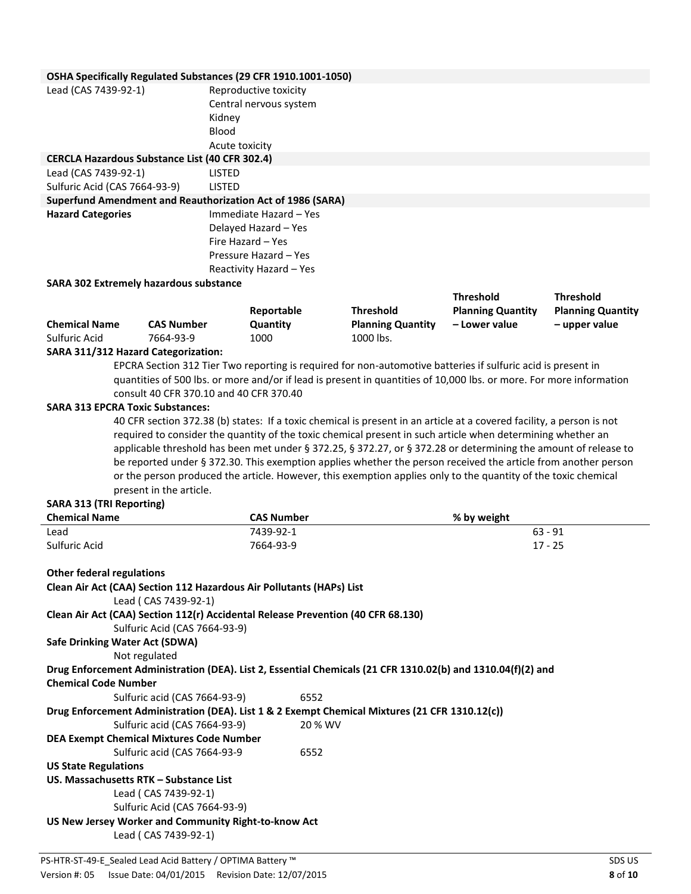**OSHA Specifically Regulated Substances (29 CFR 1910.1001-1050)**

| | |
|---|---|
| Lead (CAS 7439-92-1) | Reproductive toxicity |
| | Central nervous system |
| | Kidney |
| | Blood |
| | Acute toxicity |

**CERCLA Hazardous Substance List (40 CFR 302.4)**

| | |
|---|---|
| Lead (CAS 7439-92-1) | LISTED |
| Sulfuric Acid (CAS 7664-93-9) | LISTED |

**Superfund Amendment and Reauthorization Act of 1986 (SARA)**

| | |
|---|---|
| **Hazard Categories** | Immediate Hazard – Yes |
| | Delayed Hazard – Yes |
| | Fire Hazard – Yes |
| | Pressure Hazard – Yes |
| | Reactivity Hazard – Yes |

**SARA 302 Extremely hazardous substance**

| Chemical Name | CAS Number | Reportable Quantity | Threshold Planning Quantity | Threshold Planning Quantity – Lower value | Threshold Planning Quantity – upper value |
|---|---|---|---|---|---|
| Sulfuric Acid | 7664-93-9 | 1000 | 1000 lbs. | | |

**SARA 311/312 Hazard Categorization:**

EPCRA Section 312 Tier Two reporting is required for non-automotive batteries if sulfuric acid is present in quantities of 500 lbs. or more and/or if lead is present in quantities of 10,000 lbs. or more. For more information consult 40 CFR 370.10 and 40 CFR 370.40

**SARA 313 EPCRA Toxic Substances:**

40 CFR section 372.38 (b) states: If a toxic chemical is present in an article at a covered facility, a person is not required to consider the quantity of the toxic chemical present in such article when determining whether an applicable threshold has been met under § 372.25, § 372.27, or § 372.28 or determining the amount of release to be reported under § 372.30. This exemption applies whether the person received the article from another person or the person produced the article. However, this exemption applies only to the quantity of the toxic chemical present in the article.

**SARA 313 (TRI Reporting)**

| Chemical Name | CAS Number | % by weight |
|---|---|---|
| Lead | 7439-92-1 | 63 - 91 |
| Sulfuric Acid | 7664-93-9 | 17 - 25 |

**Other federal regulations**

**Clean Air Act (CAA) Section 112 Hazardous Air Pollutants (HAPs) List**

Lead ( CAS 7439-92-1)

**Clean Air Act (CAA) Section 112(r) Accidental Release Prevention (40 CFR 68.130)**

Sulfuric Acid (CAS 7664-93-9)

**Safe Drinking Water Act (SDWA)**

Not regulated

**Drug Enforcement Administration (DEA). List 2, Essential Chemicals (21 CFR 1310.02(b) and 1310.04(f)(2) and Chemical Code Number**

Sulfuric acid (CAS 7664-93-9) 6552

**Drug Enforcement Administration (DEA). List 1 & 2 Exempt Chemical Mixtures (21 CFR 1310.12(c))**

Sulfuric acid (CAS 7664-93-9) 20 % WV

**DEA Exempt Chemical Mixtures Code Number**

Sulfuric acid (CAS 7664-93-9 6552

**US State Regulations**

**US. Massachusetts RTK – Substance List**

Lead ( CAS 7439-92-1)
Sulfuric Acid (CAS 7664-93-9)

**US New Jersey Worker and Community Right-to-know Act**

Lead ( CAS 7439-92-1)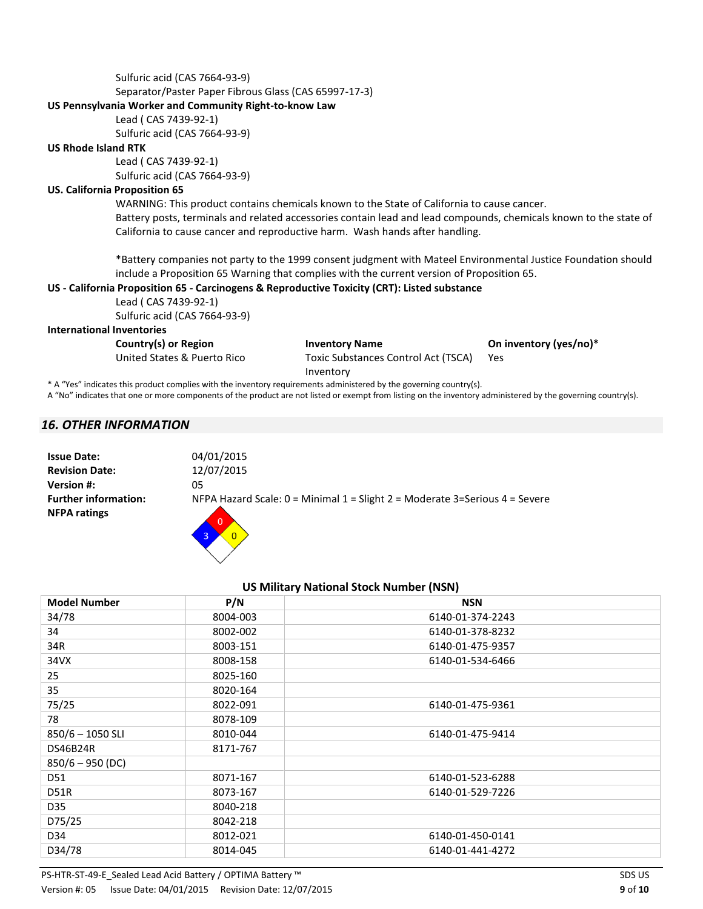Sulfuric acid (CAS 7664-93-9)
Separator/Paster Paper Fibrous Glass (CAS 65997-17-3)

**US Pennsylvania Worker and Community Right-to-know Law**

Lead ( CAS 7439-92-1)
Sulfuric acid (CAS 7664-93-9)

**US Rhode Island RTK**

Lead ( CAS 7439-92-1)
Sulfuric acid (CAS 7664-93-9)

**US. California Proposition 65**

WARNING: This product contains chemicals known to the State of California to cause cancer.
Battery posts, terminals and related accessories contain lead and lead compounds, chemicals known to the state of California to cause cancer and reproductive harm. Wash hands after handling.

*Battery companies not party to the 1999 consent judgment with Mateel Environmental Justice Foundation should include a Proposition 65 Warning that complies with the current version of Proposition 65.

**US - California Proposition 65 - Carcinogens & Reproductive Toxicity (CRT): Listed substance**

Lead ( CAS 7439-92-1)
Sulfuric acid (CAS 7664-93-9)

**International Inventories**

| Country(s) or Region | Inventory Name | On inventory (yes/no)* |
|---|---|---|
| United States & Puerto Rico | Toxic Substances Control Act (TSCA) Inventory | Yes |

* A "Yes" indicates this product complies with the inventory requirements administered by the governing country(s).
A "No" indicates that one or more components of the product are not listed or exempt from listing on the inventory administered by the governing country(s).

## *16. OTHER INFORMATION*

**Issue Date:** 04/01/2015
**Revision Date:** 12/07/2015
**Version #:** 05
**Further information:** NFPA Hazard Scale: 0 = Minimal 1 = Slight 2 = Moderate 3=Serious 4 = Severe
**NFPA ratings**

Flammability (red): 0
Health (blue): 3
Instability (yellow): 0

**US Military National Stock Number (NSN)**

| Model Number | P/N | NSN |
|---|---|---|
| 34/78 | 8004-003 | 6140-01-374-2243 |
| 34 | 8002-002 | 6140-01-378-8232 |
| 34R | 8003-151 | 6140-01-475-9357 |
| 34VX | 8008-158 | 6140-01-534-6466 |
| 25 | 8025-160 | |
| 35 | 8020-164 | |
| 75/25 | 8022-091 | 6140-01-475-9361 |
| 78 | 8078-109 | |
| 850/6 – 1050 SLI | 8010-044 | 6140-01-475-9414 |
| DS46B24R | 8171-767 | |
| 850/6 – 950 (DC) | | |
| D51 | 8071-167 | 6140-01-523-6288 |
| D51R | 8073-167 | 6140-01-529-7226 |
| D35 | 8040-218 | |
| D75/25 | 8042-218 | |
| D34 | 8012-021 | 6140-01-450-0141 |
| D34/78 | 8014-045 | 6140-01-441-4272 |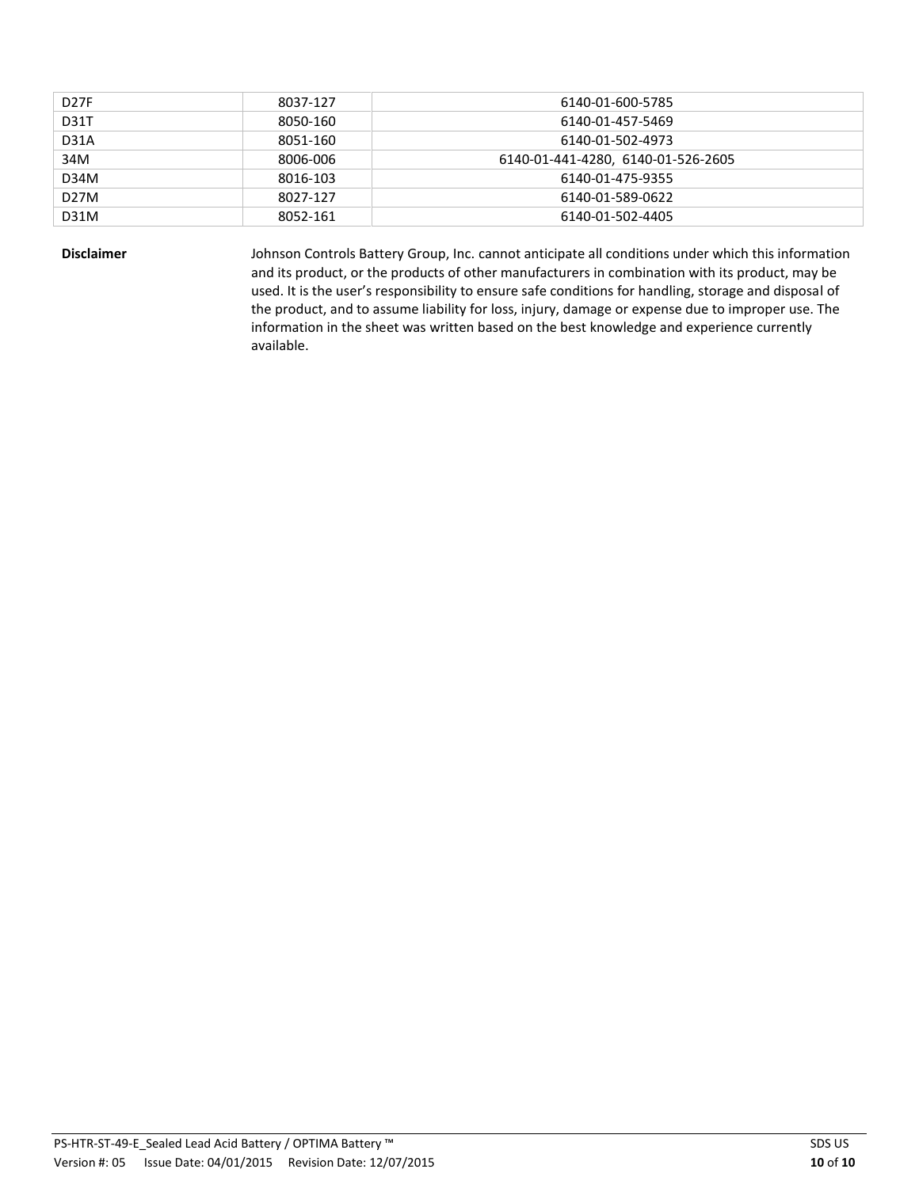| | | |
|---|---|---|
| D27F | 8037-127 | 6140-01-600-5785 |
| D31T | 8050-160 | 6140-01-457-5469 |
| D31A | 8051-160 | 6140-01-502-4973 |
| 34M | 8006-006 | 6140-01-441-4280, 6140-01-526-2605 |
| D34M | 8016-103 | 6140-01-475-9355 |
| D27M | 8027-127 | 6140-01-589-0622 |
| D31M | 8052-161 | 6140-01-502-4405 |

**Disclaimer**

Johnson Controls Battery Group, Inc. cannot anticipate all conditions under which this information and its product, or the products of other manufacturers in combination with its product, may be used. It is the user's responsibility to ensure safe conditions for handling, storage and disposal of the product, and to assume liability for loss, injury, damage or expense due to improper use. The information in the sheet was written based on the best knowledge and experience currently available.